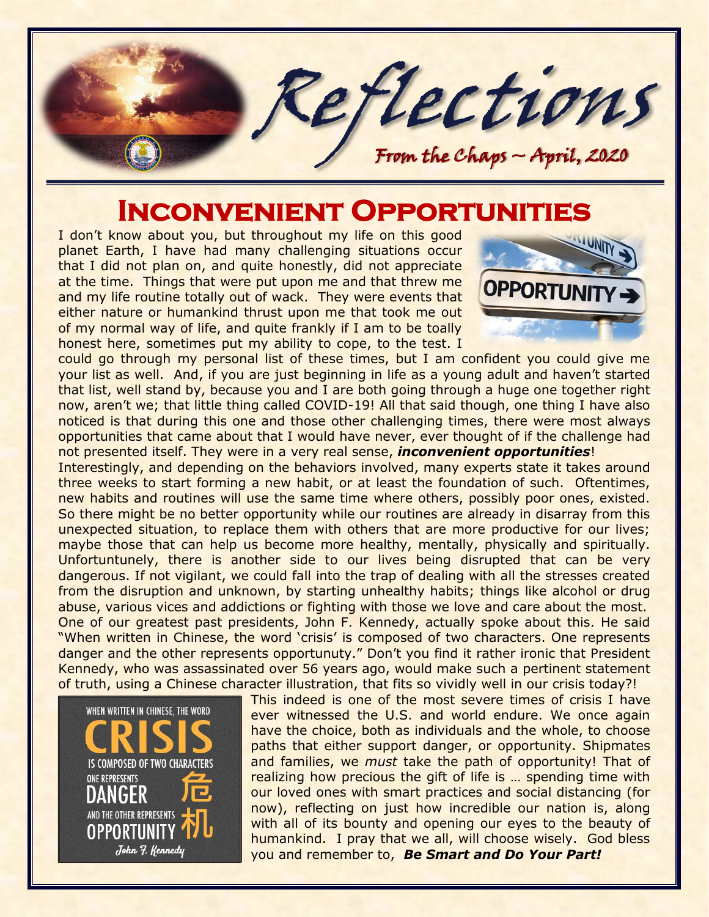# Reflections

*From the Chaps ~ April, 2020*

## Inconvenient Opportunities

I don't know about you, but throughout my life on this good planet Earth, I have had many challenging situations occur that I did not plan on, and quite honestly, did not appreciate at the time. Things that were put upon me and that threw me and my life routine totally out of wack. They were events that either nature or humankind thrust upon me that took me out of my normal way of life, and quite frankly if I am to be toally honest here, sometimes put my ability to cope, to the test. I could go through my personal list of these times, but I am confident you could give me your list as well. And, if you are just beginning in life as a young adult and haven't started that list, well stand by, because you and I are both going through a huge one together right now, aren't we; that little thing called COVID-19! All that said though, one thing I have also noticed is that during this one and those other challenging times, there were most always opportunities that came about that I would have never, ever thought of if the challenge had not presented itself. They were in a very real sense, ***inconvenient opportunities***!

Interestingly, and depending on the behaviors involved, many experts state it takes around three weeks to start forming a new habit, or at least the foundation of such. Oftentimes, new habits and routines will use the same time where others, possibly poor ones, existed. So there might be no better opportunity while our routines are already in disarray from this unexpected situation, to replace them with others that are more productive for our lives; maybe those that can help us become more healthy, mentally, physically and spiritually. Unfortuntunely, there is another side to our lives being disrupted that can be very dangerous. If not vigilant, we could fall into the trap of dealing with all the stresses created from the disruption and unknown, by starting unhealthy habits; things like alcohol or drug abuse, various vices and addictions or fighting with those we love and care about the most. One of our greatest past presidents, John F. Kennedy, actually spoke about this. He said "When written in Chinese, the word 'crisis' is composed of two characters. One represents danger and the other represents opportunuty." Don't you find it rather ironic that President Kennedy, who was assassinated over 56 years ago, would make such a pertinent statement of truth, using a Chinese character illustration, that fits so vividly well in our crisis today?!

WHEN WRITTEN IN CHINESE, THE WORD **CRISIS** IS COMPOSED OF TWO CHARACTERS ONE REPRESENTS **DANGER** 危 AND THE OTHER REPRESENTS **OPPORTUNITY** 机

*John F. Kennedy*

This indeed is one of the most severe times of crisis I have ever witnessed the U.S. and world endure. We once again have the choice, both as individuals and the whole, to choose paths that either support danger, or opportunity. Shipmates and families, we *must* take the path of opportunity! That of realizing how precious the gift of life is … spending time with our loved ones with smart practices and social distancing (for now), reflecting on just how incredible our nation is, along with all of its bounty and opening our eyes to the beauty of humankind. I pray that we all, will choose wisely. God bless you and remember to, ***Be Smart and Do Your Part!***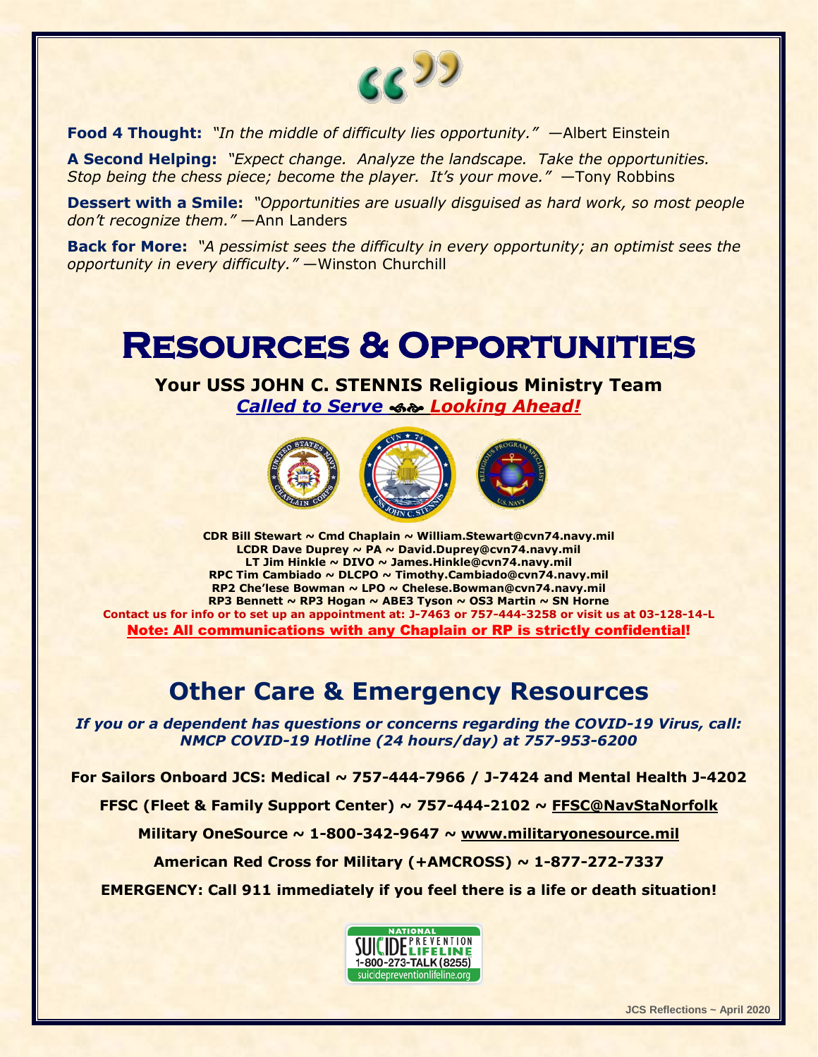**Food 4 Thought:** *"In the middle of difficulty lies opportunity."* —Albert Einstein

**A Second Helping:** *"Expect change. Analyze the landscape. Take the opportunities. Stop being the chess piece; become the player. It's your move."* —Tony Robbins

**Dessert with a Smile:** *"Opportunities are usually disguised as hard work, so most people don't recognize them."* —Ann Landers

**Back for More:** *"A pessimist sees the difficulty in every opportunity; an optimist sees the opportunity in every difficulty."* —Winston Churchill

# Resources & Opportunities

**Your USS JOHN C. STENNIS Religious Ministry Team**

***Called to Serve ~ Looking Ahead!***

**CDR Bill Stewart ~ Cmd Chaplain ~ William.Stewart@cvn74.navy.mil**
**LCDR Dave Duprey ~ PA ~ David.Duprey@cvn74.navy.mil**
**LT Jim Hinkle ~ DIVO ~ James.Hinkle@cvn74.navy.mil**
**RPC Tim Cambiado ~ DLCPO ~ Timothy.Cambiado@cvn74.navy.mil**
**RP2 Che'lese Bowman ~ LPO ~ Chelese.Bowman@cvn74.navy.mil**
**RP3 Bennett ~ RP3 Hogan ~ ABE3 Tyson ~ OS3 Martin ~ SN Horne**

**Contact us for info or to set up an appointment at: J-7463 or 757-444-3258 or visit us at 03-128-14-L**

**Note: All communications with any Chaplain or RP is strictly confidential!**

## Other Care & Emergency Resources

***If you or a dependent has questions or concerns regarding the COVID-19 Virus, call: NMCP COVID-19 Hotline (24 hours/day) at 757-953-6200***

**For Sailors Onboard JCS: Medical ~ 757-444-7966 / J-7424 and Mental Health J-4202**

**FFSC (Fleet & Family Support Center) ~ 757-444-2102 ~ FFSC@NavStaNorfolk**

**Military OneSource ~ 1-800-342-9647 ~ www.militaryonesource.mil**

**American Red Cross for Military (+AMCROSS) ~ 1-877-272-7337**

**EMERGENCY: Call 911 immediately if you feel there is a life or death situation!**

NATIONAL SUICIDE PREVENTION LIFELINE
1-800-273-TALK (8255)
suicidepreventionlifeline.org

JCS Reflections ~ April 2020